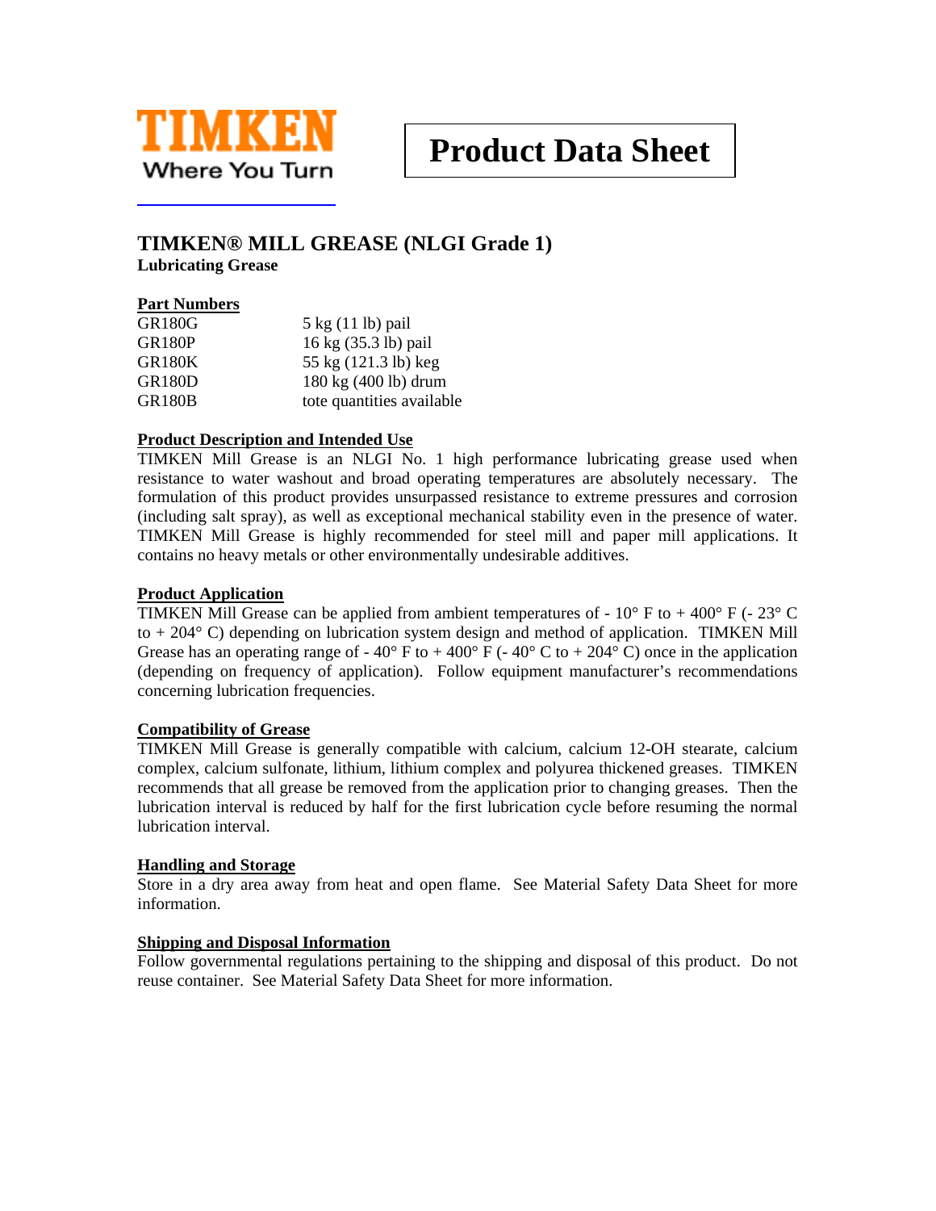TIMKEN

Where You Turn

# Product Data Sheet

## TIMKEN® MILL GREASE (NLGI Grade 1)

**Lubricating Grease**

### Part Numbers

| | |
|---|---|
| GR180G | 5 kg (11 lb) pail |
| GR180P | 16 kg (35.3 lb) pail |
| GR180K | 55 kg (121.3 lb) keg |
| GR180D | 180 kg (400 lb) drum |
| GR180B | tote quantities available |

### Product Description and Intended Use

TIMKEN Mill Grease is an NLGI No. 1 high performance lubricating grease used when resistance to water washout and broad operating temperatures are absolutely necessary. The formulation of this product provides unsurpassed resistance to extreme pressures and corrosion (including salt spray), as well as exceptional mechanical stability even in the presence of water. TIMKEN Mill Grease is highly recommended for steel mill and paper mill applications. It contains no heavy metals or other environmentally undesirable additives.

### Product Application

TIMKEN Mill Grease can be applied from ambient temperatures of - 10° F to + 400° F (- 23° C to + 204° C) depending on lubrication system design and method of application. TIMKEN Mill Grease has an operating range of - 40° F to + 400° F (- 40° C to + 204° C) once in the application (depending on frequency of application). Follow equipment manufacturer's recommendations concerning lubrication frequencies.

### Compatibility of Grease

TIMKEN Mill Grease is generally compatible with calcium, calcium 12-OH stearate, calcium complex, calcium sulfonate, lithium, lithium complex and polyurea thickened greases. TIMKEN recommends that all grease be removed from the application prior to changing greases. Then the lubrication interval is reduced by half for the first lubrication cycle before resuming the normal lubrication interval.

### Handling and Storage

Store in a dry area away from heat and open flame. See Material Safety Data Sheet for more information.

### Shipping and Disposal Information

Follow governmental regulations pertaining to the shipping and disposal of this product. Do not reuse container. See Material Safety Data Sheet for more information.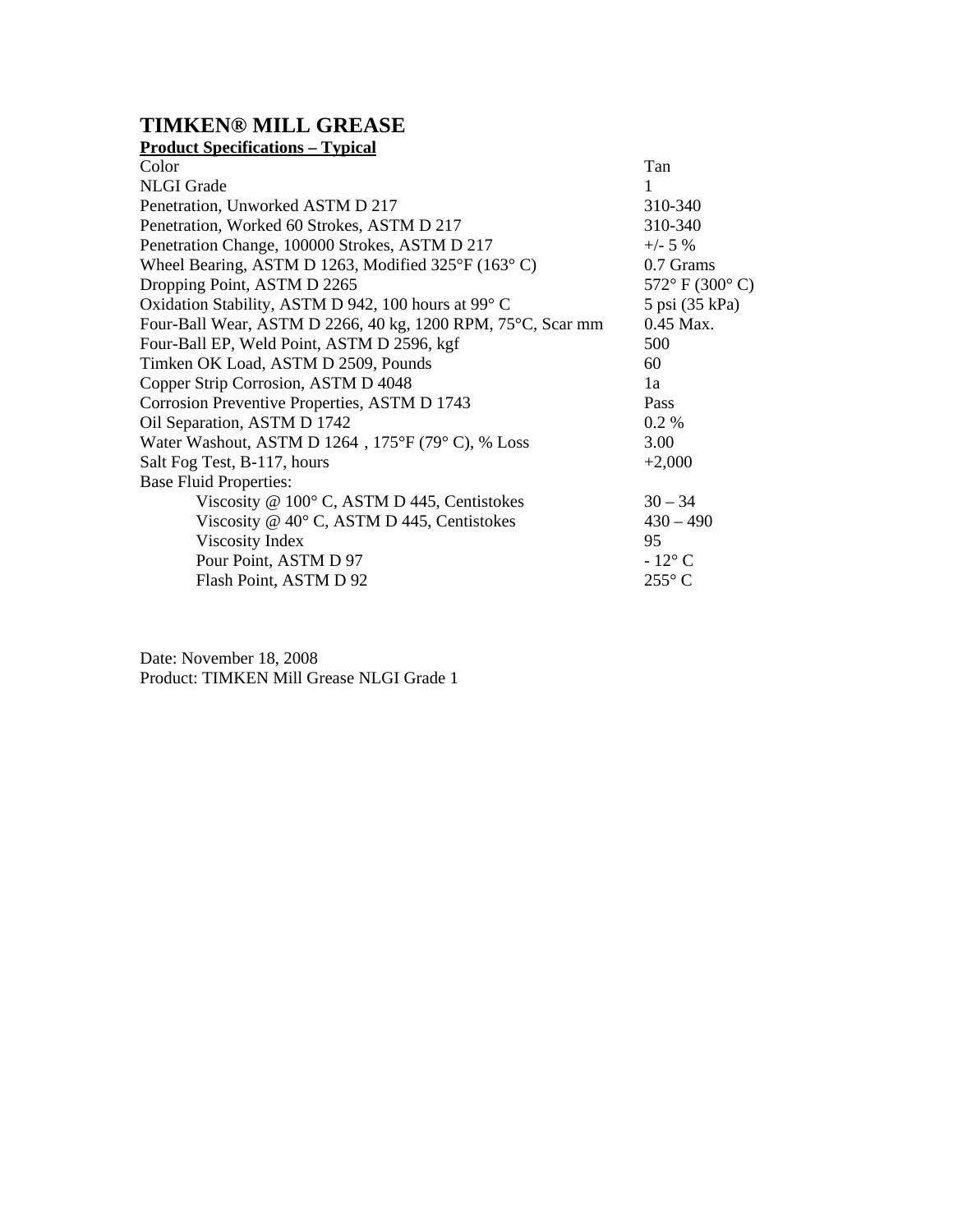# TIMKEN® MILL GREASE

**Product Specifications – Typical**

| | |
|---|---|
| Color | Tan |
| NLGI Grade | 1 |
| Penetration, Unworked ASTM D 217 | 310-340 |
| Penetration, Worked 60 Strokes, ASTM D 217 | 310-340 |
| Penetration Change, 100000 Strokes, ASTM D 217 | +/- 5 % |
| Wheel Bearing, ASTM D 1263, Modified 325°F (163° C) | 0.7 Grams |
| Dropping Point, ASTM D 2265 | 572° F (300° C) |
| Oxidation Stability, ASTM D 942, 100 hours at 99° C | 5 psi (35 kPa) |
| Four-Ball Wear, ASTM D 2266, 40 kg, 1200 RPM, 75°C, Scar mm | 0.45 Max. |
| Four-Ball EP, Weld Point, ASTM D 2596, kgf | 500 |
| Timken OK Load, ASTM D 2509, Pounds | 60 |
| Copper Strip Corrosion, ASTM D 4048 | 1a |
| Corrosion Preventive Properties, ASTM D 1743 | Pass |
| Oil Separation, ASTM D 1742 | 0.2 % |
| Water Washout, ASTM D 1264 , 175°F (79° C), % Loss | 3.00 |
| Salt Fog Test, B-117, hours | +2,000 |
| Base Fluid Properties: | |
| Viscosity @ 100° C, ASTM D 445, Centistokes | 30 – 34 |
| Viscosity @ 40° C, ASTM D 445, Centistokes | 430 – 490 |
| Viscosity Index | 95 |
| Pour Point, ASTM D 97 | - 12° C |
| Flash Point, ASTM D 92 | 255° C |

Date: November 18, 2008
Product: TIMKEN Mill Grease NLGI Grade 1